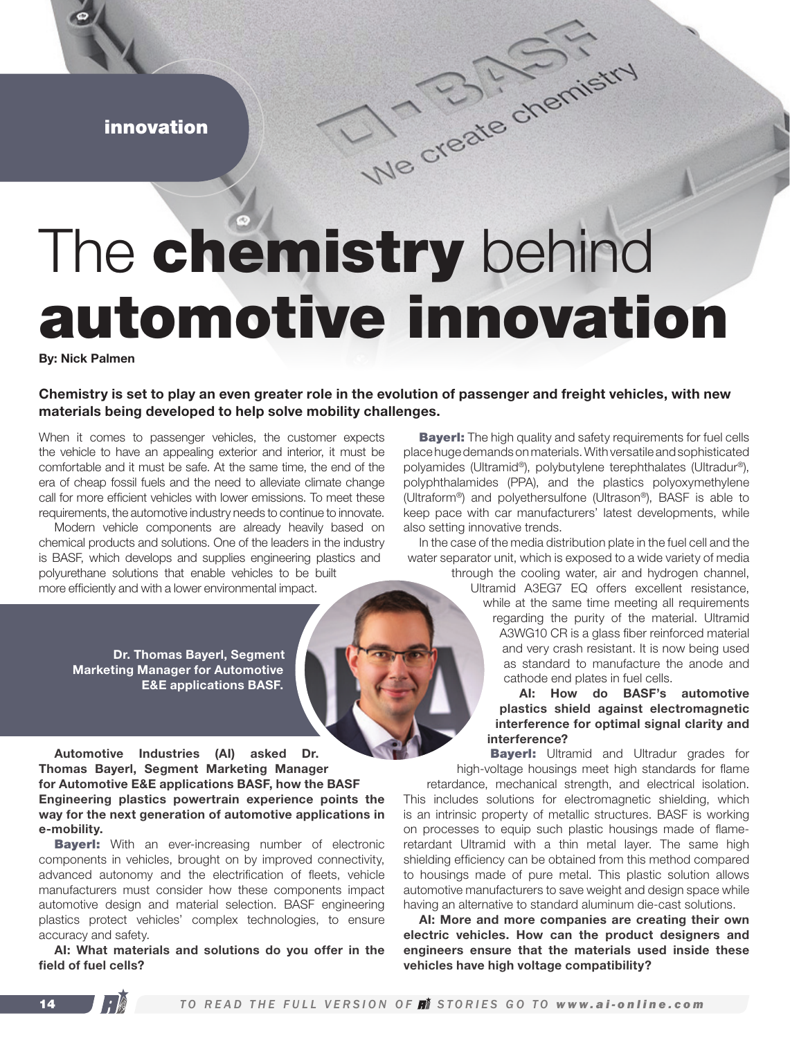innovation

# The **chemistry** behind **automotive innovation**

**By: Nick Palmen**

**Chemistry is set to play an even greater role in the evolution of passenger and freight vehicles, with new materials being developed to help solve mobility challenges.**

When it comes to passenger vehicles, the customer expects the vehicle to have an appealing exterior and interior, it must be comfortable and it must be safe. At the same time, the end of the era of cheap fossil fuels and the need to alleviate climate change call for more efficient vehicles with lower emissions. To meet these requirements, the automotive industry needs to continue to innovate.

Modern vehicle components are already heavily based on chemical products and solutions. One of the leaders in the industry is BASF, which develops and supplies engineering plastics and polyurethane solutions that enable vehicles to be built more efficiently and with a lower environmental impact.

**Dr. Thomas Bayerl, Segment Marketing Manager for Automotive E&E applications BASF.**

**Automotive Industries (AI) asked Dr. Thomas Bayerl, Segment Marketing Manager for Automotive E&E applications BASF, how the BASF Engineering plastics powertrain experience points the way for the next generation of automotive applications in e-mobility.**

**Bayerl:** With an ever-increasing number of electronic components in vehicles, brought on by improved connectivity, advanced autonomy and the electrification of fleets, vehicle manufacturers must consider how these components impact automotive design and material selection. BASF engineering plastics protect vehicles' complex technologies, to ensure accuracy and safety.

**AI: What materials and solutions do you offer in the field of fuel cells?**

**Bayerl:** The high quality and safety requirements for fuel cells place huge demands on materials. With versatile and sophisticated polyamides (Ultramid®), polybutylene terephthalates (Ultradur®), polyphthalamides (PPA), and the plastics polyoxymethylene (Ultraform®) and polyethersulfone (Ultrason®), BASF is able to keep pace with car manufacturers' latest developments, while also setting innovative trends.

In the case of the media distribution plate in the fuel cell and the water separator unit, which is exposed to a wide variety of media through the cooling water, air and hydrogen channel, Ultramid A3EG7 EQ offers excellent resistance, while at the same time meeting all requirements regarding the purity of the material. Ultramid A3WG10 CR is a glass fiber reinforced material and very crash resistant. It is now being used as standard to manufacture the anode and cathode end plates in fuel cells.

**AI: How do BASF's automotive plastics shield against electromagnetic interference for optimal signal clarity and interference?**

**Bayerl:** Ultramid and Ultradur grades for high-voltage housings meet high standards for flame retardance, mechanical strength, and electrical isolation. This includes solutions for electromagnetic shielding, which is an intrinsic property of metallic structures. BASF is working on processes to equip such plastic housings made of flame-retardant Ultramid with a thin metal layer. The same high shielding efficiency can be obtained from this method compared to housings made of pure metal. This plastic solution allows automotive manufacturers to save weight and design space while having an alternative to standard aluminum die-cast solutions.

**AI: More and more companies are creating their own electric vehicles. How can the product designers and engineers ensure that the materials used inside these vehicles have high voltage compatibility?**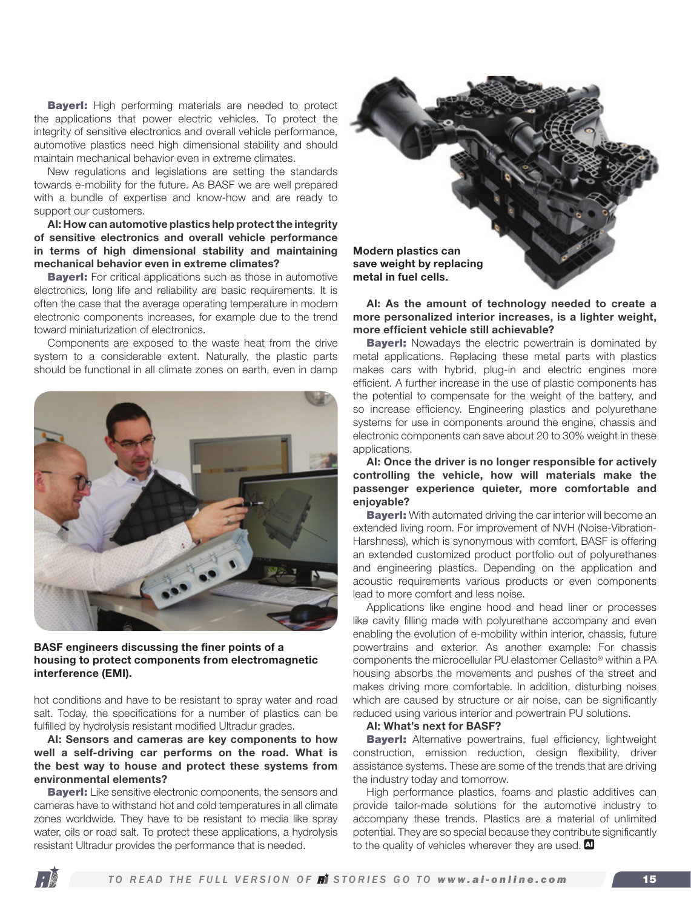**Bayerl:** High performing materials are needed to protect the applications that power electric vehicles. To protect the integrity of sensitive electronics and overall vehicle performance, automotive plastics need high dimensional stability and should maintain mechanical behavior even in extreme climates.

New regulations and legislations are setting the standards towards e-mobility for the future. As BASF we are well prepared with a bundle of expertise and know-how and are ready to support our customers.

**AI: How can automotive plastics help protect the integrity of sensitive electronics and overall vehicle performance in terms of high dimensional stability and maintaining mechanical behavior even in extreme climates?**

**Bayerl:** For critical applications such as those in automotive electronics, long life and reliability are basic requirements. It is often the case that the average operating temperature in modern electronic components increases, for example due to the trend toward miniaturization of electronics.

Components are exposed to the waste heat from the drive system to a considerable extent. Naturally, the plastic parts should be functional in all climate zones on earth, even in damp hot conditions and have to be resistant to spray water and road salt. Today, the specifications for a number of plastics can be fulfilled by hydrolysis resistant modified Ultradur grades.

**BASF engineers discussing the finer points of a housing to protect components from electromagnetic interference (EMI).**

**AI: Sensors and cameras are key components to how well a self-driving car performs on the road. What is the best way to house and protect these systems from environmental elements?**

**Bayerl:** Like sensitive electronic components, the sensors and cameras have to withstand hot and cold temperatures in all climate zones worldwide. They have to be resistant to media like spray water, oils or road salt. To protect these applications, a hydrolysis resistant Ultradur provides the performance that is needed.

**Modern plastics can save weight by replacing metal in fuel cells.**

**AI: As the amount of technology needed to create a more personalized interior increases, is a lighter weight, more efficient vehicle still achievable?**

**Bayerl:** Nowadays the electric powertrain is dominated by metal applications. Replacing these metal parts with plastics makes cars with hybrid, plug-in and electric engines more efficient. A further increase in the use of plastic components has the potential to compensate for the weight of the battery, and so increase efficiency. Engineering plastics and polyurethane systems for use in components around the engine, chassis and electronic components can save about 20 to 30% weight in these applications.

**AI: Once the driver is no longer responsible for actively controlling the vehicle, how will materials make the passenger experience quieter, more comfortable and enjoyable?**

**Bayerl:** With automated driving the car interior will become an extended living room. For improvement of NVH (Noise-Vibration-Harshness), which is synonymous with comfort, BASF is offering an extended customized product portfolio out of polyurethanes and engineering plastics. Depending on the application and acoustic requirements various products or even components lead to more comfort and less noise.

Applications like engine hood and head liner or processes like cavity filling made with polyurethane accompany and even enabling the evolution of e-mobility within interior, chassis, future powertrains and exterior. As another example: For chassis components the microcellular PU elastomer Cellasto® within a PA housing absorbs the movements and pushes of the street and makes driving more comfortable. In addition, disturbing noises which are caused by structure or air noise, can be significantly reduced using various interior and powertrain PU solutions.

**AI: What's next for BASF?**

**Bayerl:** Alternative powertrains, fuel efficiency, lightweight construction, emission reduction, design flexibility, driver assistance systems. These are some of the trends that are driving the industry today and tomorrow.

High performance plastics, foams and plastic additives can provide tailor-made solutions for the automotive industry to accompany these trends. Plastics are a material of unlimited potential. They are so special because they contribute significantly to the quality of vehicles wherever they are used.